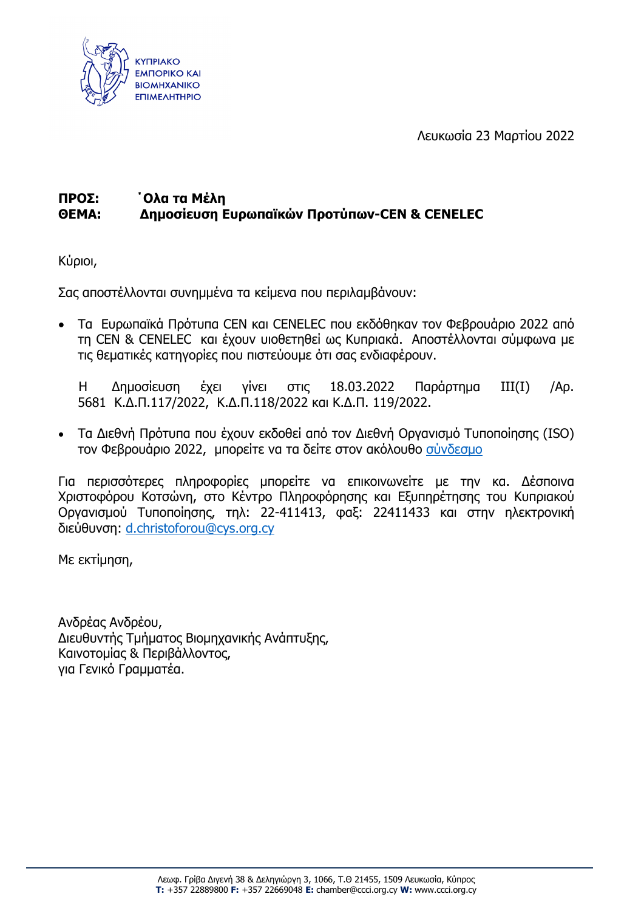ΚΥΠΡΙΑΚΟ
ΕΜΠΟΡΙΚΟ ΚΑΙ
ΒΙΟΜΗΧΑΝΙΚΟ
ΕΠΙΜΕΛΗΤΗΡΙΟ

Λευκωσία 23 Μαρτίου 2022

**ΠΡΟΣ:** **Όλα τα Μέλη**
**ΘΕΜΑ:** **Δημοσίευση Ευρωπαϊκών Προτύπων-CEN & CENELEC**

Κύριοι,

Σας αποστέλλονται συνημμένα τα κείμενα που περιλαμβάνουν:

- Τα Ευρωπαϊκά Πρότυπα CEN και CENELEC που εκδόθηκαν τον Φεβρουάριο 2022 από τη CEN & CENELEC και έχουν υιοθετηθεί ως Κυπριακά. Αποστέλλονται σύμφωνα με τις θεματικές κατηγορίες που πιστεύουμε ότι σας ενδιαφέρουν.

  Η Δημοσίευση έχει γίνει στις 18.03.2022 Παράρτημα ΙΙΙ(Ι) /Αρ. 5681 Κ.Δ.Π.117/2022, Κ.Δ.Π.118/2022 και Κ.Δ.Π. 119/2022.

- Τα Διεθνή Πρότυπα που έχουν εκδοθεί από τον Διεθνή Οργανισμό Τυποποίησης (ISO) τον Φεβρουάριο 2022, μπορείτε να τα δείτε στον ακόλουθο σύνδεσμο

Για περισσότερες πληροφορίες μπορείτε να επικοινωνείτε με την κα. Δέσποινα Χριστοφόρου Κοτσώνη, στο Κέντρο Πληροφόρησης και Εξυπηρέτησης του Κυπριακού Οργανισμού Τυποποίησης, τηλ: 22-411413, φαξ: 22411433 και στην ηλεκτρονική διεύθυνση: d.christoforou@cys.org.cy

Με εκτίμηση,

Ανδρέας Ανδρέου,
Διευθυντής Τμήματος Βιομηχανικής Ανάπτυξης,
Καινοτομίας & Περιβάλλοντος,
για Γενικό Γραμματέα.

Λεωφ. Γρίβα Διγενή 38 & Δεληγιώργη 3, 1066, Τ.Θ 21455, 1509 Λευκωσία, Κύπρος
**T:** +357 22889800 **F:** +357 22669048 **E:** chamber@ccci.org.cy **W:** www.ccci.org.cy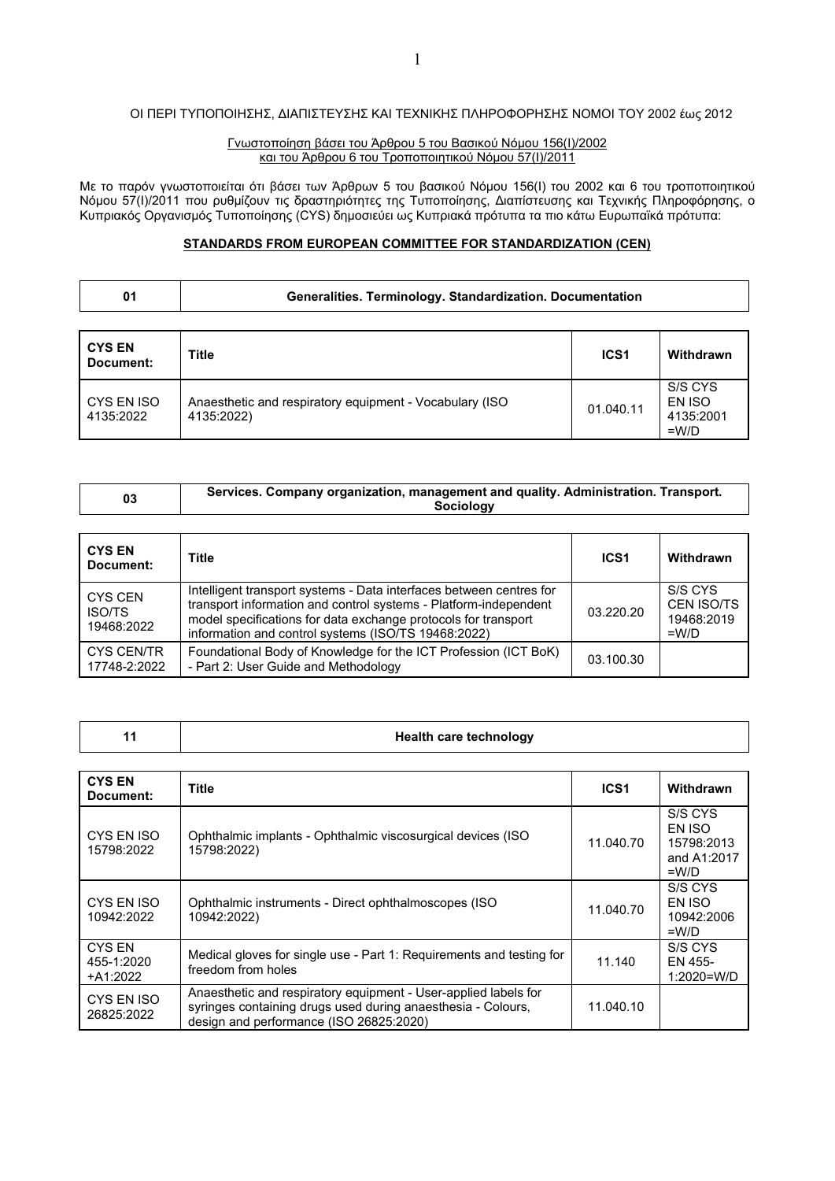ΟΙ ΠΕΡΙ ΤΥΠΟΠΟΙΗΣΗΣ, ΔΙΑΠΙΣΤΕΥΣΗΣ ΚΑΙ ΤΕΧΝΙΚΗΣ ΠΛΗΡΟΦΟΡΗΣΗΣ ΝΟΜΟΙ ΤΟΥ 2002 έως 2012

Γνωστοποίηση βάσει του Άρθρου 5 του Βασικού Νόμου 156(Ι)/2002
και του Άρθρου 6 του Τροποποιητικού Νόμου 57(Ι)/2011

Με το παρόν γνωστοποιείται ότι βάσει των Άρθρων 5 του βασικού Νόμου 156(Ι) του 2002 και 6 του τροποποιητικού Νόμου 57(Ι)/2011 που ρυθμίζουν τις δραστηριότητες της Τυποποίησης, Διαπίστευσης και Τεχνικής Πληροφόρησης, ο Κυπριακός Οργανισμός Τυποποίησης (CYS) δημοσιεύει ως Κυπριακά πρότυπα τα πιο κάτω Ευρωπαϊκά πρότυπα:

**STANDARDS FROM EUROPEAN COMMITTEE FOR STANDARDIZATION (CEN)**

| 01 | Generalities. Terminology. Standardization. Documentation |
|---|---|

| CYS EN Document: | Title | ICS1 | Withdrawn |
|---|---|---|---|
| CYS EN ISO 4135:2022 | Anaesthetic and respiratory equipment - Vocabulary (ISO 4135:2022) | 01.040.11 | S/S CYS EN ISO 4135:2001 =W/D |

| 03 | Services. Company organization, management and quality. Administration. Transport. Sociology |
|---|---|

| CYS EN Document: | Title | ICS1 | Withdrawn |
|---|---|---|---|
| CYS CEN ISO/TS 19468:2022 | Intelligent transport systems - Data interfaces between centres for transport information and control systems - Platform-independent model specifications for data exchange protocols for transport information and control systems (ISO/TS 19468:2022) | 03.220.20 | S/S CYS CEN ISO/TS 19468:2019 =W/D |
| CYS CEN/TR 17748-2:2022 | Foundational Body of Knowledge for the ICT Profession (ICT BoK) - Part 2: User Guide and Methodology | 03.100.30 | |

| 11 | Health care technology |
|---|---|

| CYS EN Document: | Title | ICS1 | Withdrawn |
|---|---|---|---|
| CYS EN ISO 15798:2022 | Ophthalmic implants - Ophthalmic viscosurgical devices (ISO 15798:2022) | 11.040.70 | S/S CYS EN ISO 15798:2013 and A1:2017 =W/D |
| CYS EN ISO 10942:2022 | Ophthalmic instruments - Direct ophthalmoscopes (ISO 10942:2022) | 11.040.70 | S/S CYS EN ISO 10942:2006 =W/D |
| CYS EN 455-1:2020 +A1:2022 | Medical gloves for single use - Part 1: Requirements and testing for freedom from holes | 11.140 | S/S CYS EN 455-1:2020=W/D |
| CYS EN ISO 26825:2022 | Anaesthetic and respiratory equipment - User-applied labels for syringes containing drugs used during anaesthesia - Colours, design and performance (ISO 26825:2020) | 11.040.10 | |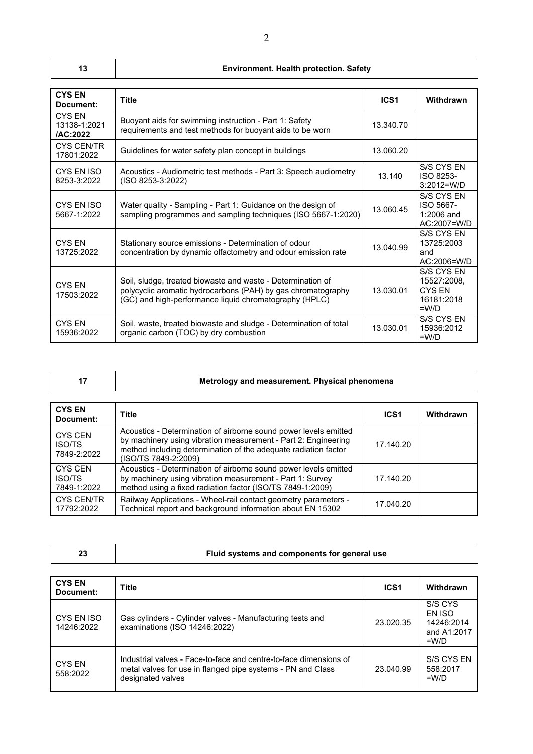| 13 | Environment. Health protection. Safety |
|---|---|

| CYS EN Document: | Title | ICS1 | Withdrawn |
|---|---|---|---|
| CYS EN 13138-1:2021 /AC:2022 | Buoyant aids for swimming instruction - Part 1: Safety requirements and test methods for buoyant aids to be worn | 13.340.70 | |
| CYS CEN/TR 17801:2022 | Guidelines for water safety plan concept in buildings | 13.060.20 | |
| CYS EN ISO 8253-3:2022 | Acoustics - Audiometric test methods - Part 3: Speech audiometry (ISO 8253-3:2022) | 13.140 | S/S CYS EN ISO 8253-3:2012=W/D |
| CYS EN ISO 5667-1:2022 | Water quality - Sampling - Part 1: Guidance on the design of sampling programmes and sampling techniques (ISO 5667-1:2020) | 13.060.45 | S/S CYS EN ISO 5667-1:2006 and AC:2007=W/D |
| CYS EN 13725:2022 | Stationary source emissions - Determination of odour concentration by dynamic olfactometry and odour emission rate | 13.040.99 | S/S CYS EN 13725:2003 and AC:2006=W/D |
| CYS EN 17503:2022 | Soil, sludge, treated biowaste and waste - Determination of polycyclic aromatic hydrocarbons (PAH) by gas chromatography (GC) and high-performance liquid chromatography (HPLC) | 13.030.01 | S/S CYS EN 15527:2008, CYS EN 16181:2018 =W/D |
| CYS EN 15936:2022 | Soil, waste, treated biowaste and sludge - Determination of total organic carbon (TOC) by dry combustion | 13.030.01 | S/S CYS EN 15936:2012 =W/D |

| 17 | Metrology and measurement. Physical phenomena |
|---|---|

| CYS EN Document: | Title | ICS1 | Withdrawn |
|---|---|---|---|
| CYS CEN ISO/TS 7849-2:2022 | Acoustics - Determination of airborne sound power levels emitted by machinery using vibration measurement - Part 2: Engineering method including determination of the adequate radiation factor (ISO/TS 7849-2:2009) | 17.140.20 | |
| CYS CEN ISO/TS 7849-1:2022 | Acoustics - Determination of airborne sound power levels emitted by machinery using vibration measurement - Part 1: Survey method using a fixed radiation factor (ISO/TS 7849-1:2009) | 17.140.20 | |
| CYS CEN/TR 17792:2022 | Railway Applications - Wheel-rail contact geometry parameters - Technical report and background information about EN 15302 | 17.040.20 | |

| 23 | Fluid systems and components for general use |
|---|---|

| CYS EN Document: | Title | ICS1 | Withdrawn |
|---|---|---|---|
| CYS EN ISO 14246:2022 | Gas cylinders - Cylinder valves - Manufacturing tests and examinations (ISO 14246:2022) | 23.020.35 | S/S CYS EN ISO 14246:2014 and A1:2017 =W/D |
| CYS EN 558:2022 | Industrial valves - Face-to-face and centre-to-face dimensions of metal valves for use in flanged pipe systems - PN and Class designated valves | 23.040.99 | S/S CYS EN 558:2017 =W/D |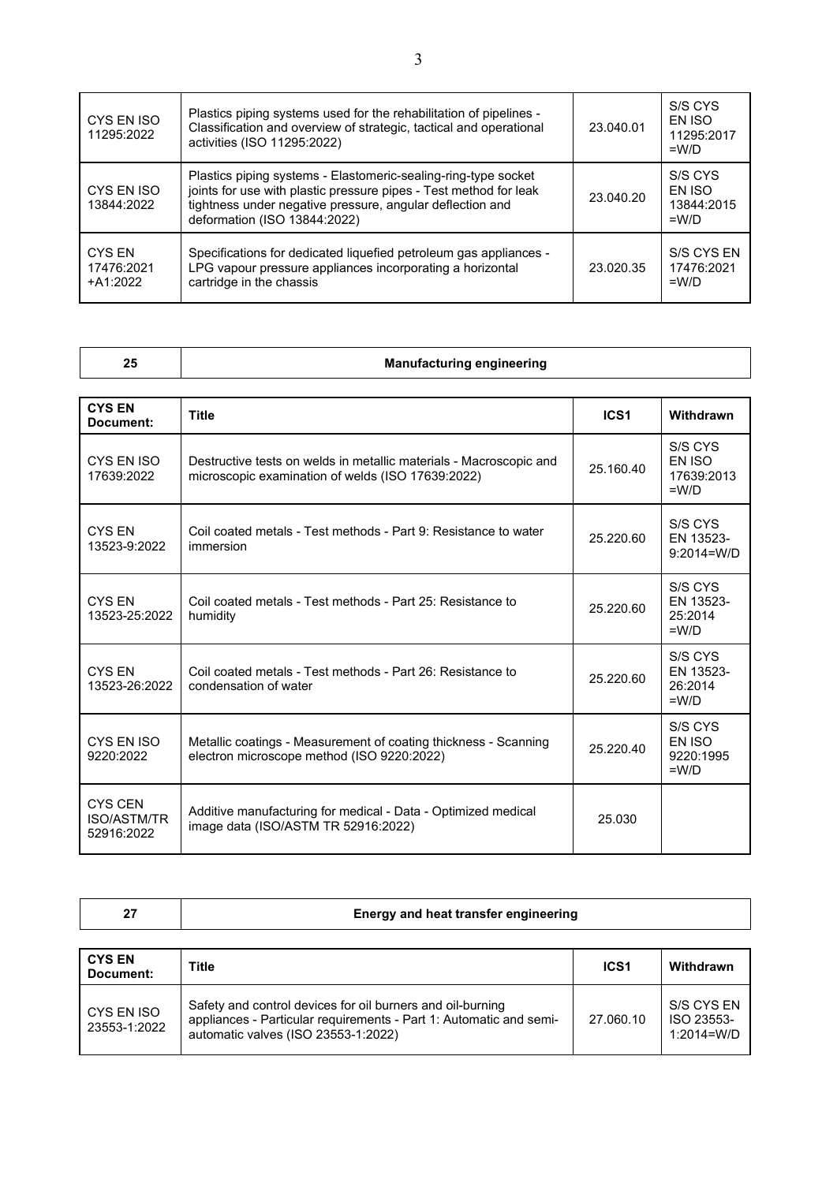| | | | |
|---|---|---|---|
| CYS EN ISO 11295:2022 | Plastics piping systems used for the rehabilitation of pipelines - Classification and overview of strategic, tactical and operational activities (ISO 11295:2022) | 23.040.01 | S/S CYS EN ISO 11295:2017 =W/D |
| CYS EN ISO 13844:2022 | Plastics piping systems - Elastomeric-sealing-ring-type socket joints for use with plastic pressure pipes - Test method for leak tightness under negative pressure, angular deflection and deformation (ISO 13844:2022) | 23.040.20 | S/S CYS EN ISO 13844:2015 =W/D |
| CYS EN 17476:2021 +A1:2022 | Specifications for dedicated liquefied petroleum gas appliances - LPG vapour pressure appliances incorporating a horizontal cartridge in the chassis | 23.020.35 | S/S CYS EN 17476:2021 =W/D |

| 25 | Manufacturing engineering |
|---|---|

| CYS EN Document: | Title | ICS1 | Withdrawn |
|---|---|---|---|
| CYS EN ISO 17639:2022 | Destructive tests on welds in metallic materials - Macroscopic and microscopic examination of welds (ISO 17639:2022) | 25.160.40 | S/S CYS EN ISO 17639:2013 =W/D |
| CYS EN 13523-9:2022 | Coil coated metals - Test methods - Part 9: Resistance to water immersion | 25.220.60 | S/S CYS EN 13523-9:2014=W/D |
| CYS EN 13523-25:2022 | Coil coated metals - Test methods - Part 25: Resistance to humidity | 25.220.60 | S/S CYS EN 13523-25:2014 =W/D |
| CYS EN 13523-26:2022 | Coil coated metals - Test methods - Part 26: Resistance to condensation of water | 25.220.60 | S/S CYS EN 13523-26:2014 =W/D |
| CYS EN ISO 9220:2022 | Metallic coatings - Measurement of coating thickness - Scanning electron microscope method (ISO 9220:2022) | 25.220.40 | S/S CYS EN ISO 9220:1995 =W/D |
| CYS CEN ISO/ASTM/TR 52916:2022 | Additive manufacturing for medical - Data - Optimized medical image data (ISO/ASTM TR 52916:2022) | 25.030 | |

| 27 | Energy and heat transfer engineering |
|---|---|

| CYS EN Document: | Title | ICS1 | Withdrawn |
|---|---|---|---|
| CYS EN ISO 23553-1:2022 | Safety and control devices for oil burners and oil-burning appliances - Particular requirements - Part 1: Automatic and semi-automatic valves (ISO 23553-1:2022) | 27.060.10 | S/S CYS EN ISO 23553-1:2014=W/D |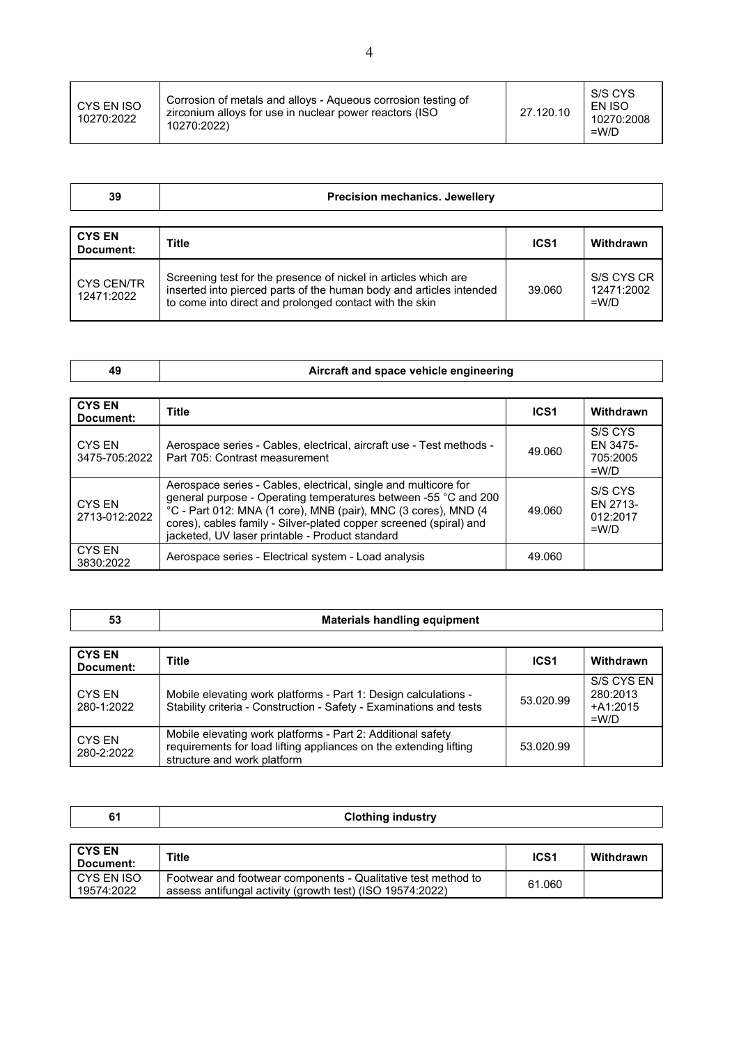| CYS EN ISO 10270:2022 | Corrosion of metals and alloys - Aqueous corrosion testing of zirconium alloys for use in nuclear power reactors (ISO 10270:2022) | 27.120.10 | S/S CYS EN ISO 10270:2008 =W/D |
|---|---|---|---|

| 39 | Precision mechanics. Jewellery |
|---|---|

| CYS EN Document: | Title | ICS1 | Withdrawn |
|---|---|---|---|
| CYS CEN/TR 12471:2022 | Screening test for the presence of nickel in articles which are inserted into pierced parts of the human body and articles intended to come into direct and prolonged contact with the skin | 39.060 | S/S CYS CR 12471:2002 =W/D |

| 49 | Aircraft and space vehicle engineering |
|---|---|

| CYS EN Document: | Title | ICS1 | Withdrawn |
|---|---|---|---|
| CYS EN 3475-705:2022 | Aerospace series - Cables, electrical, aircraft use - Test methods - Part 705: Contrast measurement | 49.060 | S/S CYS EN 3475-705:2005 =W/D |
| CYS EN 2713-012:2022 | Aerospace series - Cables, electrical, single and multicore for general purpose - Operating temperatures between -55 °C and 200 °C - Part 012: MNA (1 core), MNB (pair), MNC (3 cores), MND (4 cores), cables family - Silver-plated copper screened (spiral) and jacketed, UV laser printable - Product standard | 49.060 | S/S CYS EN 2713-012:2017 =W/D |
| CYS EN 3830:2022 | Aerospace series - Electrical system - Load analysis | 49.060 | |

| 53 | Materials handling equipment |
|---|---|

| CYS EN Document: | Title | ICS1 | Withdrawn |
|---|---|---|---|
| CYS EN 280-1:2022 | Mobile elevating work platforms - Part 1: Design calculations - Stability criteria - Construction - Safety - Examinations and tests | 53.020.99 | S/S CYS EN 280:2013 +A1:2015 =W/D |
| CYS EN 280-2:2022 | Mobile elevating work platforms - Part 2: Additional safety requirements for load lifting appliances on the extending lifting structure and work platform | 53.020.99 | |

| 61 | Clothing industry |
|---|---|

| CYS EN Document: | Title | ICS1 | Withdrawn |
|---|---|---|---|
| CYS EN ISO 19574:2022 | Footwear and footwear components - Qualitative test method to assess antifungal activity (growth test) (ISO 19574:2022) | 61.060 | |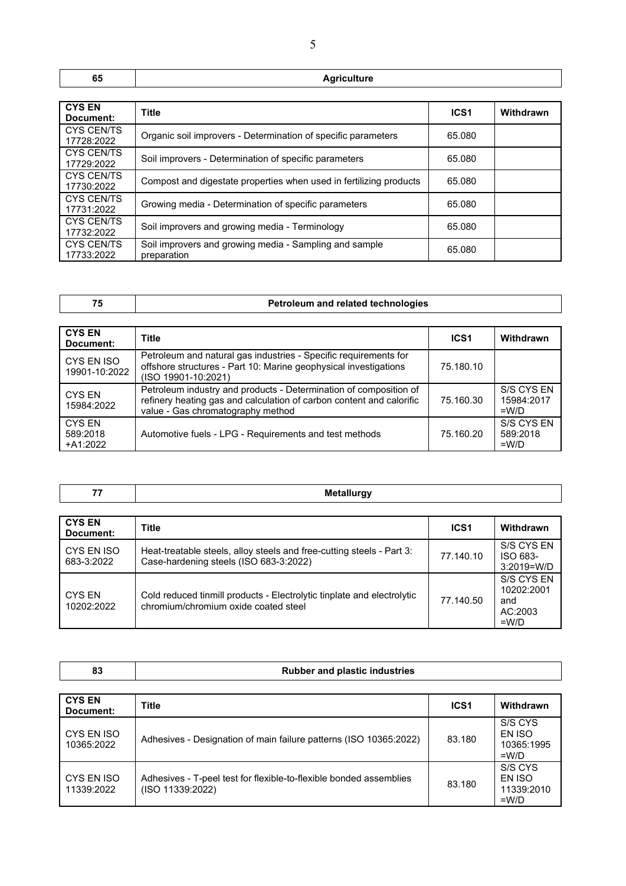| 65 | Agriculture |
|---|---|

| CYS EN Document: | Title | ICS1 | Withdrawn |
|---|---|---|---|
| CYS CEN/TS 17728:2022 | Organic soil improvers - Determination of specific parameters | 65.080 | |
| CYS CEN/TS 17729:2022 | Soil improvers - Determination of specific parameters | 65.080 | |
| CYS CEN/TS 17730:2022 | Compost and digestate properties when used in fertilizing products | 65.080 | |
| CYS CEN/TS 17731:2022 | Growing media - Determination of specific parameters | 65.080 | |
| CYS CEN/TS 17732:2022 | Soil improvers and growing media - Terminology | 65.080 | |
| CYS CEN/TS 17733:2022 | Soil improvers and growing media - Sampling and sample preparation | 65.080 | |

| 75 | Petroleum and related technologies |
|---|---|

| CYS EN Document: | Title | ICS1 | Withdrawn |
|---|---|---|---|
| CYS EN ISO 19901-10:2022 | Petroleum and natural gas industries - Specific requirements for offshore structures - Part 10: Marine geophysical investigations (ISO 19901-10:2021) | 75.180.10 | |
| CYS EN 15984:2022 | Petroleum industry and products - Determination of composition of refinery heating gas and calculation of carbon content and calorific value - Gas chromatography method | 75.160.30 | S/S CYS EN 15984:2017 =W/D |
| CYS EN 589:2018 +A1:2022 | Automotive fuels - LPG - Requirements and test methods | 75.160.20 | S/S CYS EN 589:2018 =W/D |

| 77 | Metallurgy |
|---|---|

| CYS EN Document: | Title | ICS1 | Withdrawn |
|---|---|---|---|
| CYS EN ISO 683-3:2022 | Heat-treatable steels, alloy steels and free-cutting steels - Part 3: Case-hardening steels (ISO 683-3:2022) | 77.140.10 | S/S CYS EN ISO 683-3:2019=W/D |
| CYS EN 10202:2022 | Cold reduced tinmill products - Electrolytic tinplate and electrolytic chromium/chromium oxide coated steel | 77.140.50 | S/S CYS EN 10202:2001 and AC:2003 =W/D |

| 83 | Rubber and plastic industries |
|---|---|

| CYS EN Document: | Title | ICS1 | Withdrawn |
|---|---|---|---|
| CYS EN ISO 10365:2022 | Adhesives - Designation of main failure patterns (ISO 10365:2022) | 83.180 | S/S CYS EN ISO 10365:1995 =W/D |
| CYS EN ISO 11339:2022 | Adhesives - T-peel test for flexible-to-flexible bonded assemblies (ISO 11339:2022) | 83.180 | S/S CYS EN ISO 11339:2010 =W/D |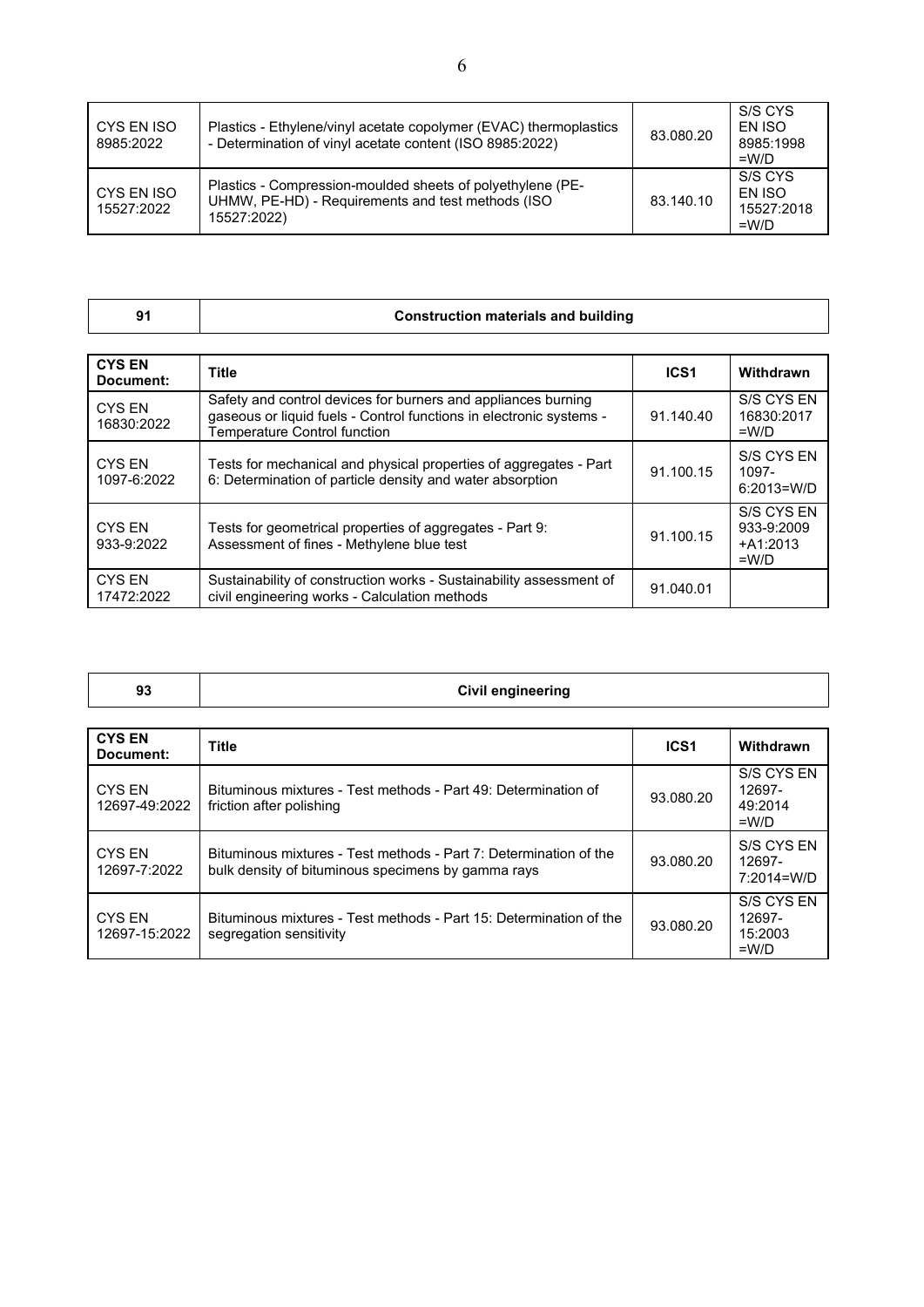| CYS EN ISO 8985:2022 | Plastics - Ethylene/vinyl acetate copolymer (EVAC) thermoplastics - Determination of vinyl acetate content (ISO 8985:2022) | 83.080.20 | S/S CYS EN ISO 8985:1998 =W/D |
|---|---|---|---|
| CYS EN ISO 15527:2022 | Plastics - Compression-moulded sheets of polyethylene (PE-UHMW, PE-HD) - Requirements and test methods (ISO 15527:2022) | 83.140.10 | S/S CYS EN ISO 15527:2018 =W/D |

| 91 | Construction materials and building |
|---|---|

| CYS EN Document: | Title | ICS1 | Withdrawn |
|---|---|---|---|
| CYS EN 16830:2022 | Safety and control devices for burners and appliances burning gaseous or liquid fuels - Control functions in electronic systems - Temperature Control function | 91.140.40 | S/S CYS EN 16830:2017 =W/D |
| CYS EN 1097-6:2022 | Tests for mechanical and physical properties of aggregates - Part 6: Determination of particle density and water absorption | 91.100.15 | S/S CYS EN 1097-6:2013=W/D |
| CYS EN 933-9:2022 | Tests for geometrical properties of aggregates - Part 9: Assessment of fines - Methylene blue test | 91.100.15 | S/S CYS EN 933-9:2009 +A1:2013 =W/D |
| CYS EN 17472:2022 | Sustainability of construction works - Sustainability assessment of civil engineering works - Calculation methods | 91.040.01 | |

| 93 | Civil engineering |
|---|---|

| CYS EN Document: | Title | ICS1 | Withdrawn |
|---|---|---|---|
| CYS EN 12697-49:2022 | Bituminous mixtures - Test methods - Part 49: Determination of friction after polishing | 93.080.20 | S/S CYS EN 12697-49:2014 =W/D |
| CYS EN 12697-7:2022 | Bituminous mixtures - Test methods - Part 7: Determination of the bulk density of bituminous specimens by gamma rays | 93.080.20 | S/S CYS EN 12697-7:2014=W/D |
| CYS EN 12697-15:2022 | Bituminous mixtures - Test methods - Part 15: Determination of the segregation sensitivity | 93.080.20 | S/S CYS EN 12697-15:2003 =W/D |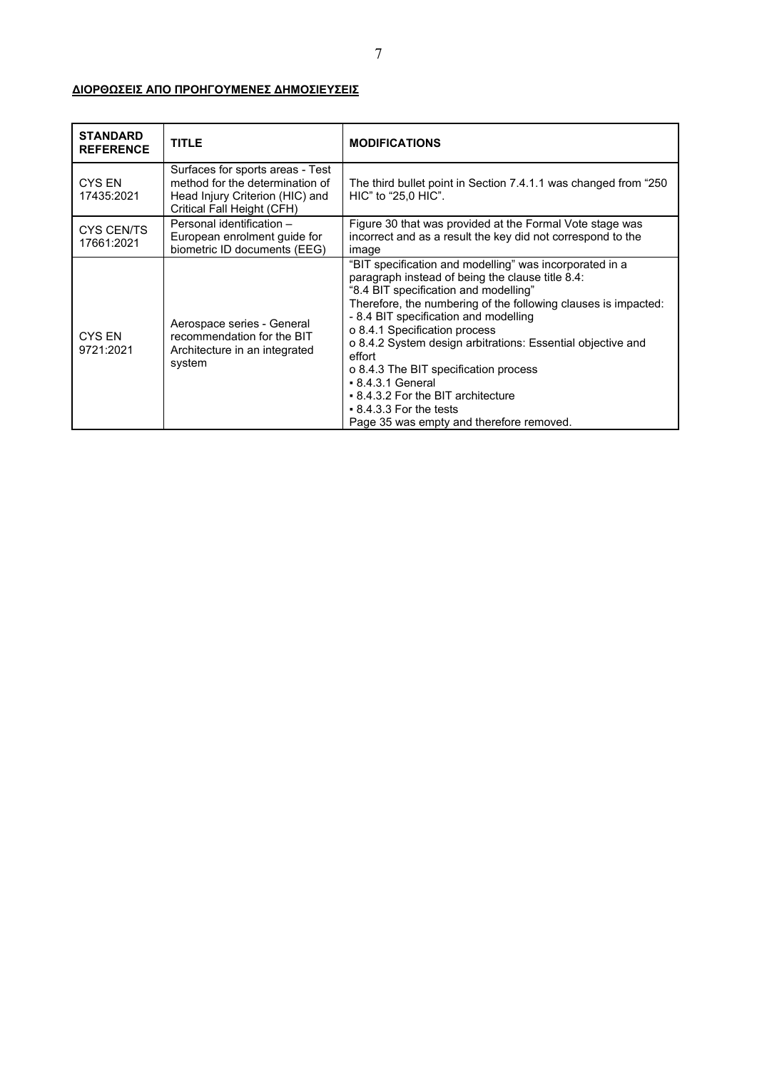**ΔΙΟΡΘΩΣΕΙΣ ΑΠΟ ΠΡΟΗΓΟΥΜΕΝΕΣ ΔΗΜΟΣΙΕΥΣΕΙΣ**

| STANDARD REFERENCE | TITLE | MODIFICATIONS |
|---|---|---|
| CYS EN 17435:2021 | Surfaces for sports areas - Test method for the determination of Head Injury Criterion (HIC) and Critical Fall Height (CFH) | The third bullet point in Section 7.4.1.1 was changed from "250 HIC" to "25,0 HIC". |
| CYS CEN/TS 17661:2021 | Personal identification – European enrolment guide for biometric ID documents (EEG) | Figure 30 that was provided at the Formal Vote stage was incorrect and as a result the key did not correspond to the image |
| CYS EN 9721:2021 | Aerospace series - General recommendation for the BIT Architecture in an integrated system | "BIT specification and modelling" was incorporated in a paragraph instead of being the clause title 8.4:<br>"8.4 BIT specification and modelling"<br>Therefore, the numbering of the following clauses is impacted:<br>- 8.4 BIT specification and modelling<br>o 8.4.1 Specification process<br>o 8.4.2 System design arbitrations: Essential objective and effort<br>o 8.4.3 The BIT specification process<br>▪ 8.4.3.1 General<br>▪ 8.4.3.2 For the BIT architecture<br>▪ 8.4.3.3 For the tests<br>Page 35 was empty and therefore removed. |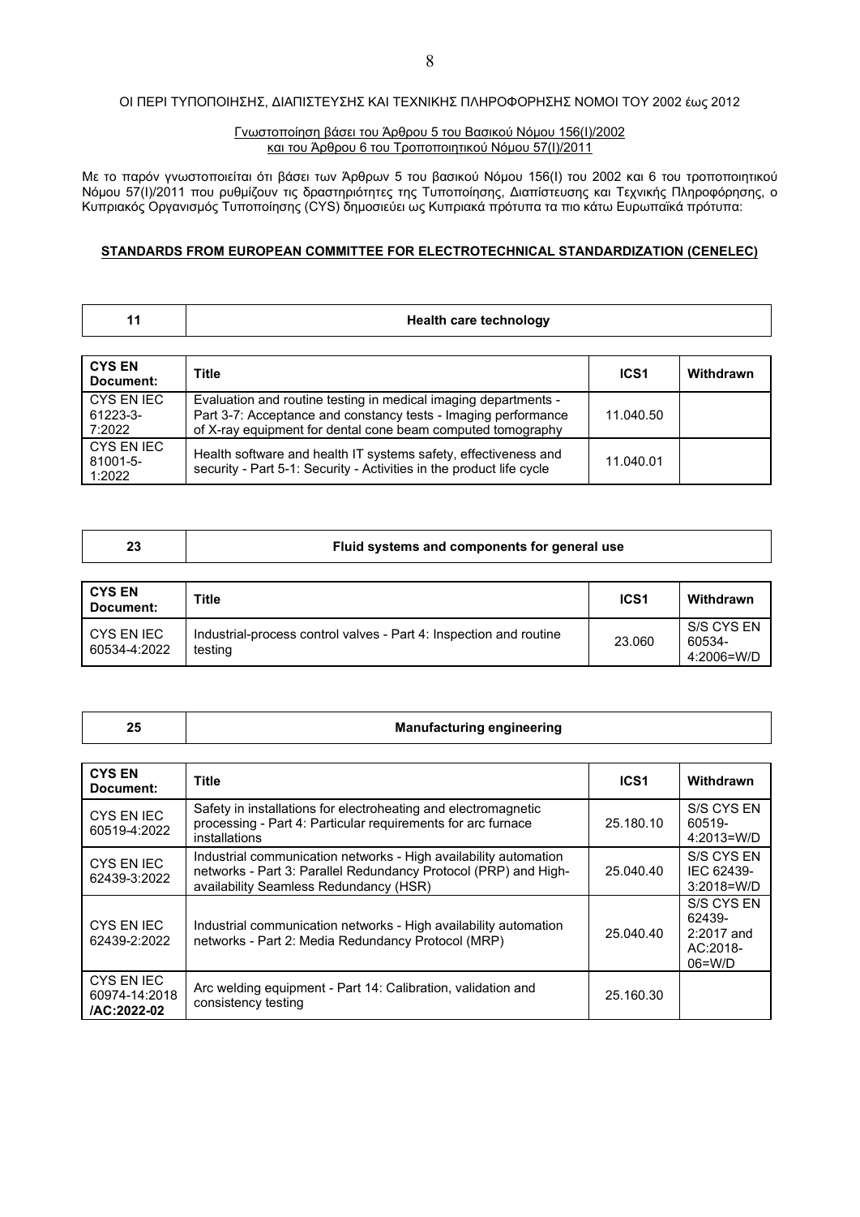ΟΙ ΠΕΡΙ ΤΥΠΟΠΟΙΗΣΗΣ, ΔΙΑΠΙΣΤΕΥΣΗΣ ΚΑΙ ΤΕΧΝΙΚΗΣ ΠΛΗΡΟΦΟΡΗΣΗΣ ΝΟΜΟΙ ΤΟΥ 2002 έως 2012

Γνωστοποίηση βάσει του Άρθρου 5 του Βασικού Νόμου 156(Ι)/2002 και του Άρθρου 6 του Τροποποιητικού Νόμου 57(Ι)/2011

Με το παρόν γνωστοποιείται ότι βάσει των Άρθρων 5 του βασικού Νόμου 156(Ι) του 2002 και 6 του τροποποιητικού Νόμου 57(Ι)/2011 που ρυθμίζουν τις δραστηριότητες της Τυποποίησης, Διαπίστευσης και Τεχνικής Πληροφόρησης, ο Κυπριακός Οργανισμός Τυποποίησης (CYS) δημοσιεύει ως Κυπριακά πρότυπα τα πιο κάτω Ευρωπαϊκά πρότυπα:

**STANDARDS FROM EUROPEAN COMMITTEE FOR ELECTROTECHNICAL STANDARDIZATION (CENELEC)**

| 11 | Health care technology |
|---|---|

| CYS EN Document: | Title | ICS1 | Withdrawn |
|---|---|---|---|
| CYS EN IEC 61223-3-7:2022 | Evaluation and routine testing in medical imaging departments - Part 3-7: Acceptance and constancy tests - Imaging performance of X-ray equipment for dental cone beam computed tomography | 11.040.50 | |
| CYS EN IEC 81001-5-1:2022 | Health software and health IT systems safety, effectiveness and security - Part 5-1: Security - Activities in the product life cycle | 11.040.01 | |

| 23 | Fluid systems and components for general use |
|---|---|

| CYS EN Document: | Title | ICS1 | Withdrawn |
|---|---|---|---|
| CYS EN IEC 60534-4:2022 | Industrial-process control valves - Part 4: Inspection and routine testing | 23.060 | S/S CYS EN 60534-4:2006=W/D |

| 25 | Manufacturing engineering |
|---|---|

| CYS EN Document: | Title | ICS1 | Withdrawn |
|---|---|---|---|
| CYS EN IEC 60519-4:2022 | Safety in installations for electroheating and electromagnetic processing - Part 4: Particular requirements for arc furnace installations | 25.180.10 | S/S CYS EN 60519-4:2013=W/D |
| CYS EN IEC 62439-3:2022 | Industrial communication networks - High availability automation networks - Part 3: Parallel Redundancy Protocol (PRP) and High-availability Seamless Redundancy (HSR) | 25.040.40 | S/S CYS EN IEC 62439-3:2018=W/D |
| CYS EN IEC 62439-2:2022 | Industrial communication networks - High availability automation networks - Part 2: Media Redundancy Protocol (MRP) | 25.040.40 | S/S CYS EN 62439-2:2017 and AC:2018-06=W/D |
| CYS EN IEC 60974-14:2018 **/AC:2022-02** | Arc welding equipment - Part 14: Calibration, validation and consistency testing | 25.160.30 | |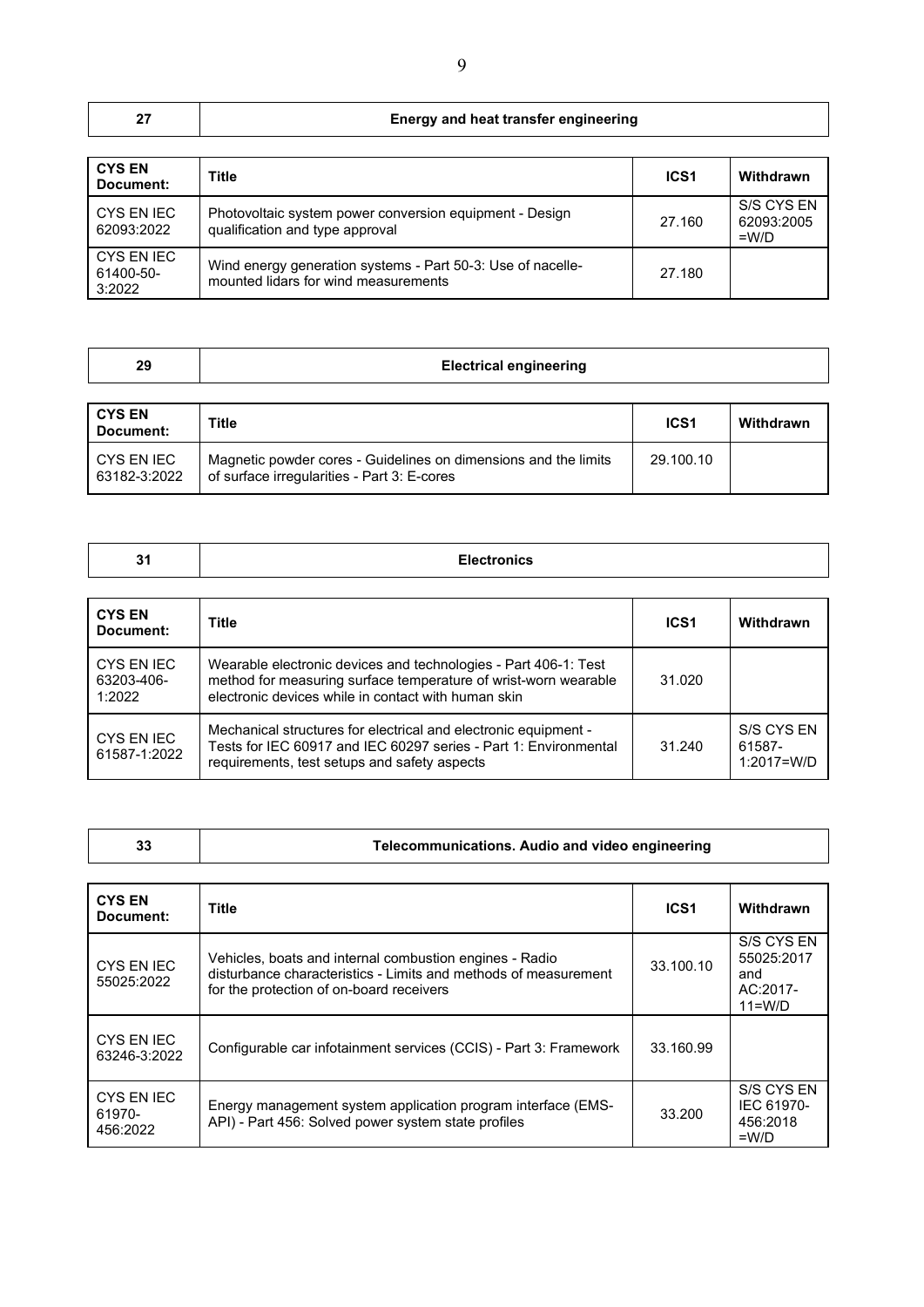| 27 | Energy and heat transfer engineering |
|---|---|

| CYS EN Document: | Title | ICS1 | Withdrawn |
|---|---|---|---|
| CYS EN IEC 62093:2022 | Photovoltaic system power conversion equipment - Design qualification and type approval | 27.160 | S/S CYS EN 62093:2005 =W/D |
| CYS EN IEC 61400-50-3:2022 | Wind energy generation systems - Part 50-3: Use of nacelle-mounted lidars for wind measurements | 27.180 | |

| 29 | Electrical engineering |
|---|---|

| CYS EN Document: | Title | ICS1 | Withdrawn |
|---|---|---|---|
| CYS EN IEC 63182-3:2022 | Magnetic powder cores - Guidelines on dimensions and the limits of surface irregularities - Part 3: E-cores | 29.100.10 | |

| 31 | Electronics |
|---|---|

| CYS EN Document: | Title | ICS1 | Withdrawn |
|---|---|---|---|
| CYS EN IEC 63203-406-1:2022 | Wearable electronic devices and technologies - Part 406-1: Test method for measuring surface temperature of wrist-worn wearable electronic devices while in contact with human skin | 31.020 | |
| CYS EN IEC 61587-1:2022 | Mechanical structures for electrical and electronic equipment - Tests for IEC 60917 and IEC 60297 series - Part 1: Environmental requirements, test setups and safety aspects | 31.240 | S/S CYS EN 61587-1:2017=W/D |

| 33 | Telecommunications. Audio and video engineering |
|---|---|

| CYS EN Document: | Title | ICS1 | Withdrawn |
|---|---|---|---|
| CYS EN IEC 55025:2022 | Vehicles, boats and internal combustion engines - Radio disturbance characteristics - Limits and methods of measurement for the protection of on-board receivers | 33.100.10 | S/S CYS EN 55025:2017 and AC:2017-11=W/D |
| CYS EN IEC 63246-3:2022 | Configurable car infotainment services (CCIS) - Part 3: Framework | 33.160.99 | |
| CYS EN IEC 61970-456:2022 | Energy management system application program interface (EMS-API) - Part 456: Solved power system state profiles | 33.200 | S/S CYS EN IEC 61970-456:2018 =W/D |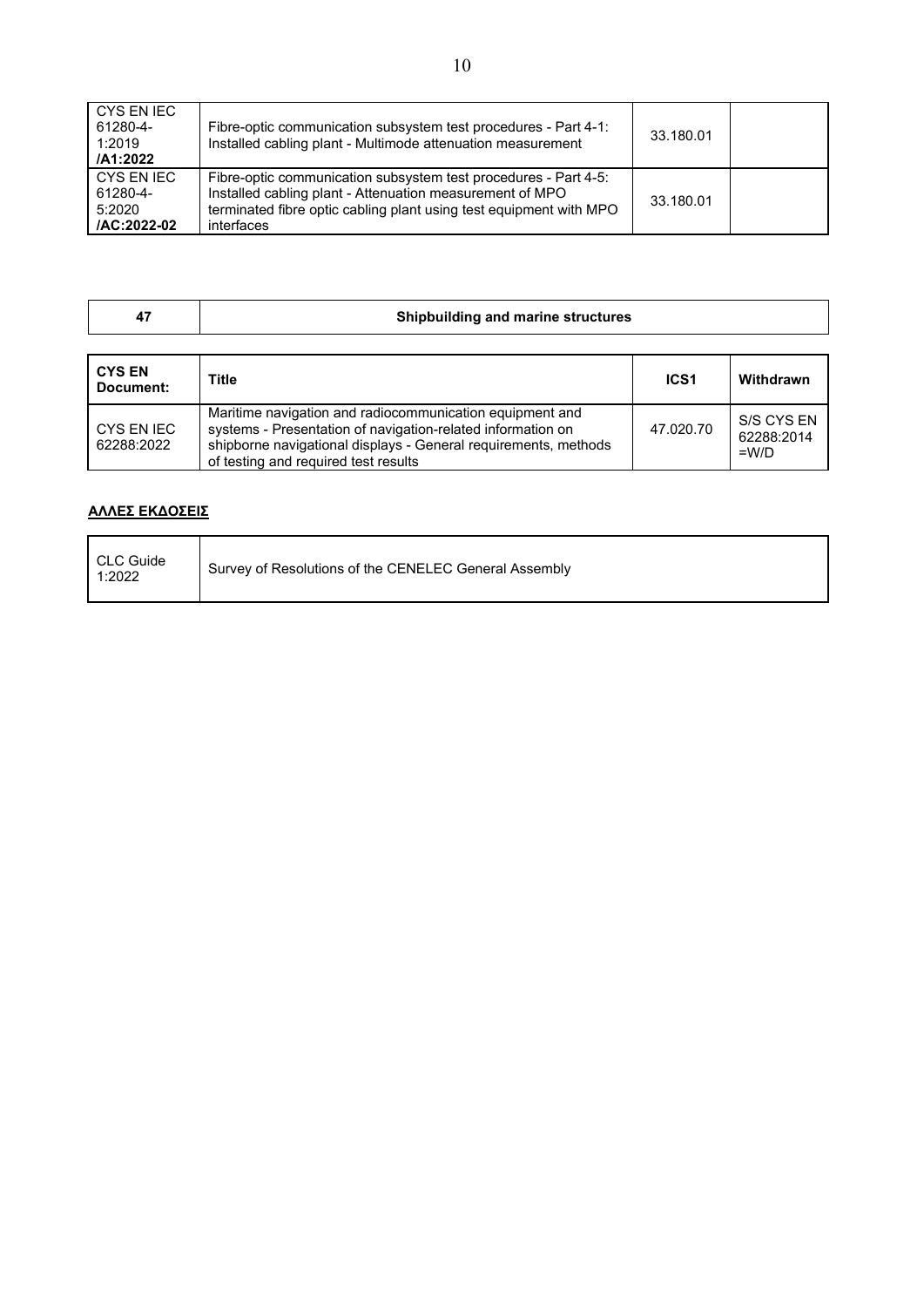| CYS EN IEC 61280-4-1:2019 **/A1:2022** | Fibre-optic communication subsystem test procedures - Part 4-1: Installed cabling plant - Multimode attenuation measurement | 33.180.01 | |
|---|---|---|---|
| CYS EN IEC 61280-4-5:2020 **/AC:2022-02** | Fibre-optic communication subsystem test procedures - Part 4-5: Installed cabling plant - Attenuation measurement of MPO terminated fibre optic cabling plant using test equipment with MPO interfaces | 33.180.01 | |

| **47** | **Shipbuilding and marine structures** |
|---|---|

| **CYS EN Document:** | **Title** | **ICS1** | **Withdrawn** |
|---|---|---|---|
| CYS EN IEC 62288:2022 | Maritime navigation and radiocommunication equipment and systems - Presentation of navigation-related information on shipborne navigational displays - General requirements, methods of testing and required test results | 47.020.70 | S/S CYS EN 62288:2014 =W/D |

**ΑΛΛΕΣ ΕΚΔΟΣΕΙΣ**

| CLC Guide 1:2022 | Survey of Resolutions of the CENELEC General Assembly |
|---|---|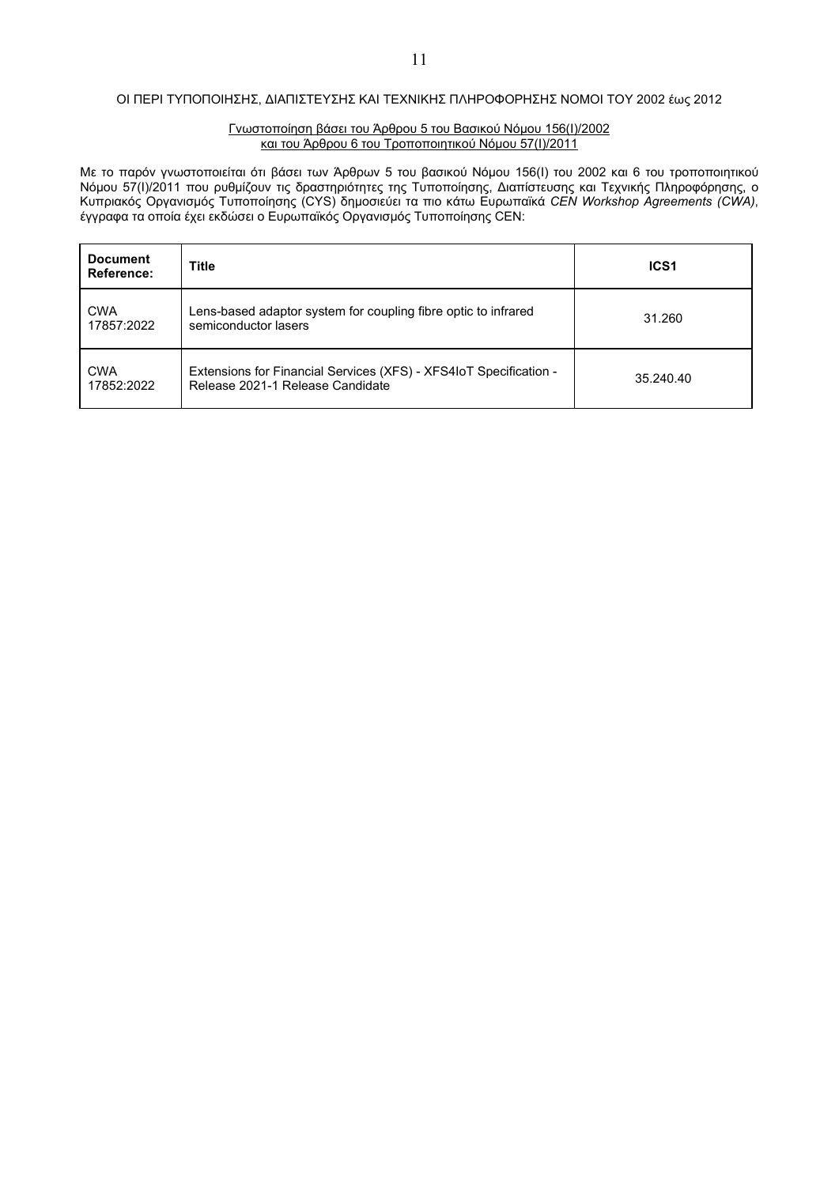ΟΙ ΠΕΡΙ ΤΥΠΟΠΟΙΗΣΗΣ, ΔΙΑΠΙΣΤΕΥΣΗΣ ΚΑΙ ΤΕΧΝΙΚΗΣ ΠΛΗΡΟΦΟΡΗΣΗΣ ΝΟΜΟΙ ΤΟΥ 2002 έως 2012

Γνωστοποίηση βάσει του Άρθρου 5 του Βασικού Νόμου 156(I)/2002
και του Άρθρου 6 του Τροποποιητικού Νόμου 57(I)/2011

Με το παρόν γνωστοποιείται ότι βάσει των Άρθρων 5 του βασικού Νόμου 156(I) του 2002 και 6 του τροποποιητικού Νόμου 57(I)/2011 που ρυθμίζουν τις δραστηριότητες της Τυποποίησης, Διαπίστευσης και Τεχνικής Πληροφόρησης, ο Κυπριακός Οργανισμός Τυποποίησης (CYS) δημοσιεύει τα πιο κάτω Ευρωπαϊκά *CEN Workshop Agreements (CWA)*, έγγραφα τα οποία έχει εκδώσει ο Ευρωπαϊκός Οργανισμός Τυποποίησης CEN:

| **Document Reference:** | **Title** | **ICS1** |
|---|---|---|
| CWA 17857:2022 | Lens-based adaptor system for coupling fibre optic to infrared semiconductor lasers | 31.260 |
| CWA 17852:2022 | Extensions for Financial Services (XFS) - XFS4IoT Specification - Release 2021-1 Release Candidate | 35.240.40 |